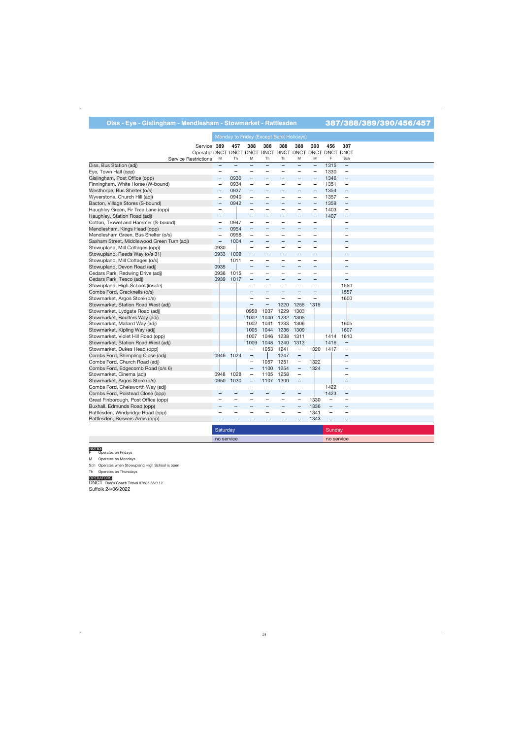## Diss - Eye - Gislingham - Mendlesham - Stowmarket - Rattlesden 387/388/389/390/456/457

Monday to Friday (Except Bank Holidays)

| Service | 389 | 457 | 388 | 388 | 388 | 388 | 390 | 456 | 387 |
|---|---|---|---|---|---|---|---|---|---|
| Operator | DNCT | DNCT | DNCT | DNCT | DNCT | DNCT | DNCT | DNCT | DNCT |
| Service Restrictions | M | Th | M | Th | Th | M | M | F | Sch |
| Diss, Bus Station (adj) | – | – | – | – | – | – | – | 1315 | – |
| Eye, Town Hall (opp) | – | – | – | – | – | – | – | 1330 | – |
| Gislingham, Post Office (opp) | – | 0930 | – | – | – | – | – | 1346 | – |
| Finningham, White Horse (W-bound) | – | 0934 | – | – | – | – | – | 1351 | – |
| Westhorpe, Bus Shelter (o/s) | – | 0937 | – | – | – | – | – | 1354 | – |
| Wyverstone, Church Hill (adj) | – | 0940 | – | – | – | – | – | 1357 | – |
| Bacton, Village Stores (S-bound) | – | 0942 | – | – | – | – | – | 1359 | – |
| Haughley Green, Fir Tree Lane (opp) | – | \| | – | – | – | – | – | 1403 | – |
| Haughley, Station Road (adj) | – | \| | – | – | – | – | – | 1407 | – |
| Cotton, Trowel and Hammer (S-bound) | – | 0947 | – | – | – | – | – | \| | – |
| Mendlesham, Kings Head (opp) | – | 0954 | – | – | – | – | – | \| | – |
| Mendlesham Green, Bus Shelter (o/s) | – | 0958 | – | – | – | – | – | \| | – |
| Saxham Street, Middlewood Green Turn (adj) | – | 1004 | – | – | – | – | – | \| | – |
| Stowupland, Mill Cottages (opp) | 0930 | \| | – | – | – | – | – | \| | – |
| Stowupland, Reeds Way (o/s 31) | 0933 | 1009 | – | – | – | – | – | \| | – |
| Stowupland, Mill Cottages (o/s) | \| | 1011 | – | – | – | – | – | \| | – |
| Stowupland, Devon Road (adj) | 0935 | \| | – | – | – | – | – | \| | – |
| Cedars Park, Redwing Drive (adj) | 0936 | 1015 | – | – | – | – | – | \| | – |
| Cedars Park, Tesco (adj) | 0939 | 1017 | – | – | – | – | – | \| | – |
| Stowupland, High School (inside) | \| | \| | – | – | – | – | – | \| | 1550 |
| Combs Ford, Cracknells (o/s) | \| | \| | – | – | – | – | – | \| | 1557 |
| Stowmarket, Argos Store (o/s) | \| | \| | – | – | – | – | – | \| | 1600 |
| Stowmarket, Station Road West (adj) | \| | \| | – | – | 1220 | 1255 | 1315 | \| | \| |
| Stowmarket, Lydgate Road (adj) | \| | \| | 0958 | 1037 | 1229 | 1303 | \| | \| | \| |
| Stowmarket, Boulters Way (adj) | \| | \| | 1002 | 1040 | 1232 | 1305 | \| | \| | \| |
| Stowmarket, Mallard Way (adj) | \| | \| | 1002 | 1041 | 1233 | 1306 | \| | \| | 1605 |
| Stowmarket, Kipling Way (adj) | \| | \| | 1005 | 1044 | 1236 | 1309 | \| | \| | 1607 |
| Stowmarket, Violet Hill Road (opp) | \| | \| | 1007 | 1046 | 1238 | 1311 | \| | 1414 | 1610 |
| Stowmarket, Station Road West (adj) | \| | \| | 1009 | 1048 | 1240 | 1313 | \| | 1416 | – |
| Stowmarket, Dukes Head (opp) | \| | \| | – | 1053 | 1241 | – | 1320 | 1417 | – |
| Combs Ford, Shimpling Close (adj) | 0946 | 1024 | – | \| | 1247 | – | \| | \| | – |
| Combs Ford, Church Road (adj) | \| | \| | – | 1057 | 1251 | – | 1322 | \| | – |
| Combs Ford, Edgecomb Road (o/s 6) | \| | \| | – | 1100 | 1254 | – | 1324 | \| | – |
| Stowmarket, Cinema (adj) | 0948 | 1028 | – | 1105 | 1258 | – | \| | \| | – |
| Stowmarket, Argos Store (o/s) | 0950 | 1030 | – | 1107 | 1300 | – | \| | \| | – |
| Combs Ford, Chelsworth Way (adj) | – | – | – | – | – | – | \| | 1422 | – |
| Combs Ford, Polstead Close (opp) | – | – | – | – | – | – | \| | 1423 | – |
| Great Finborough, Post Office (opp) | – | – | – | – | – | – | 1330 | – | – |
| Buxhall, Edmunds Road (opp) | – | – | – | – | – | – | 1336 | – | – |
| Rattlesden, Windyridge Road (opp) | – | – | – | – | – | – | 1341 | – | – |
| Rattlesden, Brewers Arms (opp) | – | – | – | – | – | – | 1343 | – | – |

| Saturday | Sunday |
|---|---|
| no service | no service |

**NOTES**

F Operates on Fridays

M Operates on Mondays

Sch Operates when Stowupland High School is open

Th Operates on Thursdays

**OPERATORS**

DNCT Dan's Coach Travel 07885 661112

Suffolk 24/06/2022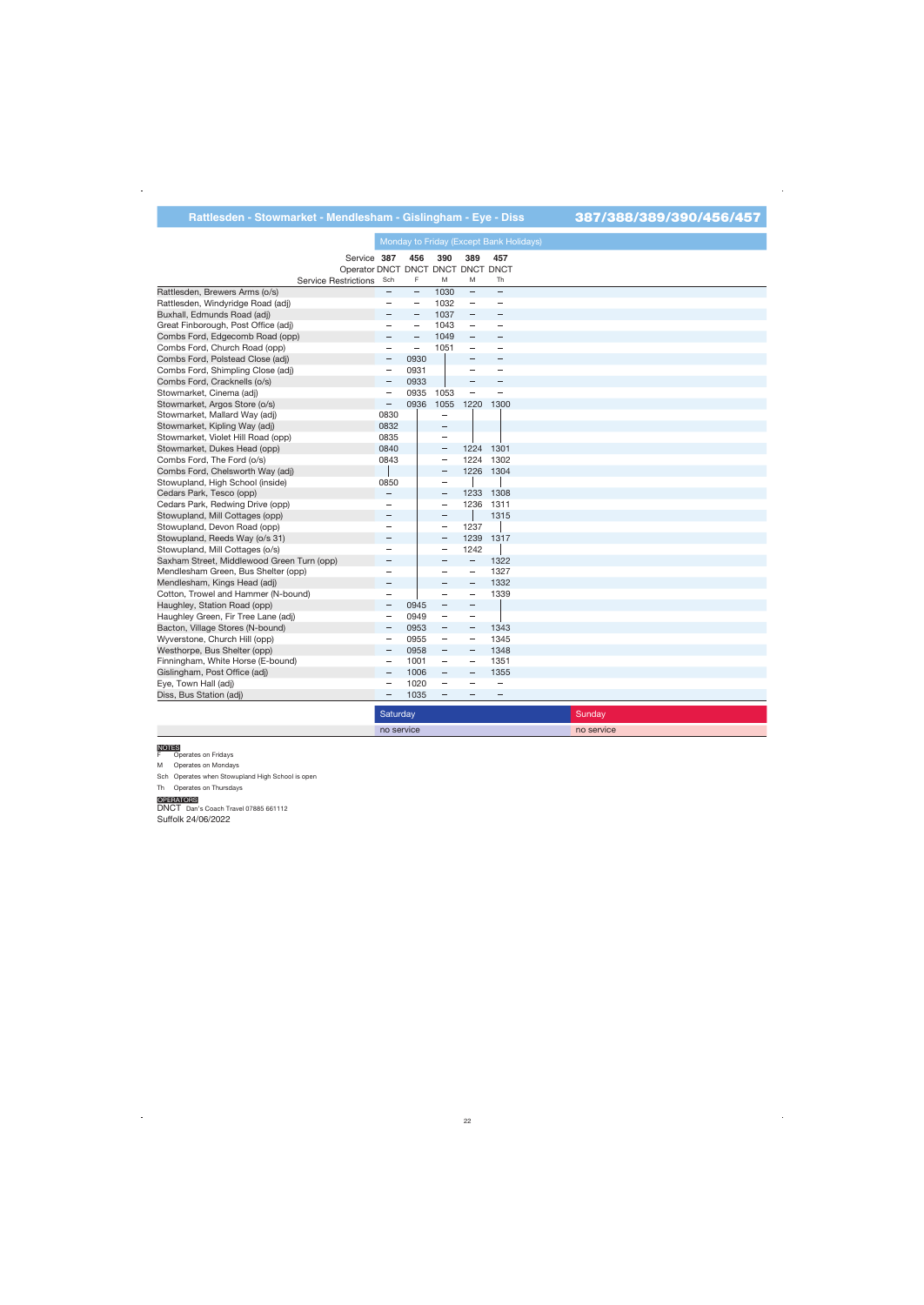## Rattlesden - Stowmarket - Mendlesham - Gislingham - Eye - Diss

## 387/388/389/390/456/457

Monday to Friday (Except Bank Holidays)

| Service | 387 | 456 | 390 | 389 | 457 |
|---|---|---|---|---|---|
| Operator | DNCT | DNCT | DNCT | DNCT | DNCT |
| Service Restrictions | Sch | F | M | M | Th |
| Rattlesden, Brewers Arms (o/s) | – | – | 1030 | – | – |
| Rattlesden, Windyridge Road (adj) | – | – | 1032 | – | – |
| Buxhall, Edmunds Road (adj) | – | – | 1037 | – | – |
| Great Finborough, Post Office (adj) | – | – | 1043 | – | – |
| Combs Ford, Edgecomb Road (opp) | – | – | 1049 | – | – |
| Combs Ford, Church Road (opp) | – | – | 1051 | – | – |
| Combs Ford, Polstead Close (adj) | – | 0930 | \| | – | – |
| Combs Ford, Shimpling Close (adj) | – | 0931 | \| | – | – |
| Combs Ford, Cracknells (o/s) | – | 0933 | \| | – | – |
| Stowmarket, Cinema (adj) | – | 0935 | 1053 | – | – |
| Stowmarket, Argos Store (o/s) | – | 0936 | 1055 | 1220 | 1300 |
| Stowmarket, Mallard Way (adj) | 0830 | \| | – | \| | \| |
| Stowmarket, Kipling Way (adj) | 0832 | \| | – | \| | \| |
| Stowmarket, Violet Hill Road (opp) | 0835 | \| | – | \| | \| |
| Stowmarket, Dukes Head (opp) | 0840 | \| | – | 1224 | 1301 |
| Combs Ford, The Ford (o/s) | 0843 | \| | – | 1224 | 1302 |
| Combs Ford, Chelsworth Way (adj) | \| | \| | – | 1226 | 1304 |
| Stowupland, High School (inside) | 0850 | \| | – | \| | \| |
| Cedars Park, Tesco (opp) | – | \| | – | 1233 | 1308 |
| Cedars Park, Redwing Drive (opp) | – | \| | – | 1236 | 1311 |
| Stowupland, Mill Cottages (opp) | – | \| | – | \| | 1315 |
| Stowupland, Devon Road (opp) | – | \| | – | 1237 | \| |
| Stowupland, Reeds Way (o/s 31) | – | \| | – | 1239 | 1317 |
| Stowupland, Mill Cottages (o/s) | – | \| | – | 1242 | \| |
| Saxham Street, Middlewood Green Turn (opp) | – | \| | – | – | 1322 |
| Mendlesham Green, Bus Shelter (opp) | – | \| | – | – | 1327 |
| Mendlesham, Kings Head (adj) | – | \| | – | – | 1332 |
| Cotton, Trowel and Hammer (N-bound) | – | \| | – | – | 1339 |
| Haughley, Station Road (opp) | – | 0945 | – | – | \| |
| Haughley Green, Fir Tree Lane (adj) | – | 0949 | – | – | \| |
| Bacton, Village Stores (N-bound) | – | 0953 | – | – | 1343 |
| Wyverstone, Church Hill (opp) | – | 0955 | – | – | 1345 |
| Westhorpe, Bus Shelter (opp) | – | 0958 | – | – | 1348 |
| Finningham, White Horse (E-bound) | – | 1001 | – | – | 1351 |
| Gislingham, Post Office (adj) | – | 1006 | – | – | 1355 |
| Eye, Town Hall (adj) | – | 1020 | – | – | – |
| Diss, Bus Station (adj) | – | 1035 | – | – | – |

| Saturday | Sunday |
|---|---|
| no service | no service |

NOTES

F Operates on Fridays

M Operates on Mondays

Sch Operates when Stowupland High School is open

Th Operates on Thursdays

OPERATORS

DNCT Dan's Coach Travel 07885 661112

Suffolk 24/06/2022